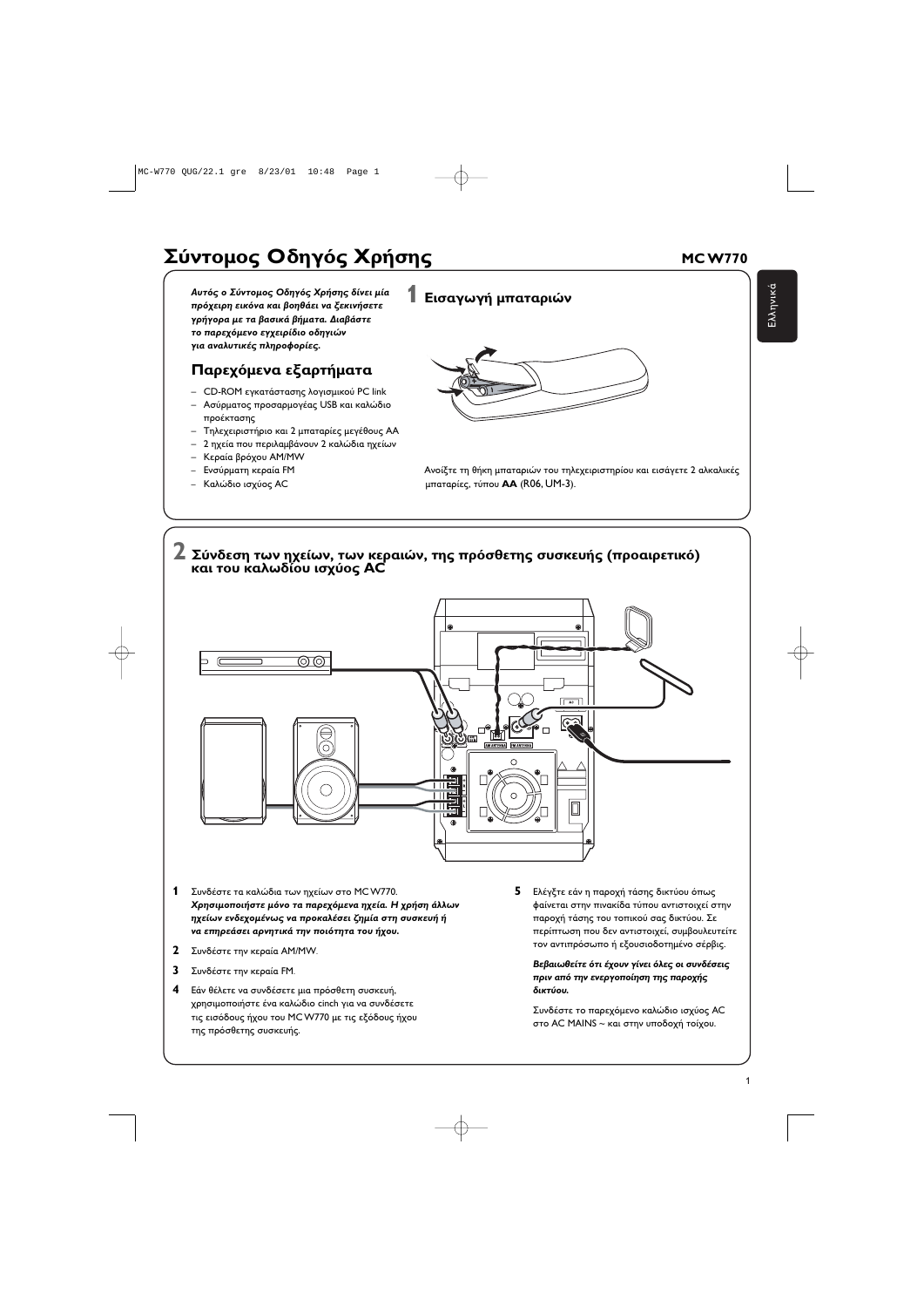# Σύντομος Οδηγός Χρήσης

**MC W770**

***Αυτός ο Σύντομος Οδηγός Χρήσης δίνει μία πρόχειρη εικόνα και βοηθάει να ξεκινήσετε γρήγορα με τα βασικά βήματα. Διαβάστε το παρεχόμενο εγχειρίδιο οδηγιών για αναλυτικές πληροφορίες.***

## Παρεχόμενα εξαρτήματα

- CD-ROM εγκατάστασης λογισμικού PC link
- Ασύρματος προσαρμογέας USB και καλώδιο προέκτασης
- Τηλεχειριστήριο και 2 μπαταρίες μεγέθους AA
- 2 ηχεία που περιλαμβάνουν 2 καλώδια ηχείων
- Κεραία βρόχου AM/MW
- Ενσύρματη κεραία FM
- Καλώδιο ισχύος AC

## 1 Εισαγωγή μπαταριών

Ανοίξτε τη θήκη μπαταριών του τηλεχειριστηρίου και εισάγετε 2 αλκαλικές μπαταρίες, τύπου **AA** (R06, UM-3).

## 2 Σύνδεση των ηχείων, των κεραιών, της πρόσθετης συσκευής (προαιρετικό) και του καλωδίου ισχύος AC

**1** Συνδέστε τα καλώδια των ηχείων στο MC W770.
***Χρησιμοποιήστε μόνο τα παρεχόμενα ηχεία. Η χρήση άλλων ηχείων ενδεχομένως να προκαλέσει ζημία στη συσκευή ή να επηρεάσει αρνητικά την ποιότητα του ήχου.***

**2** Συνδέστε την κεραία AM/MW.

**3** Συνδέστε την κεραία FM.

**4** Εάν θέλετε να συνδέσετε μια πρόσθετη συσκευή, χρησιμοποιήστε ένα καλώδιο cinch για να συνδέσετε τις εισόδους ήχου του MC W770 με τις εξόδους ήχου της πρόσθετης συσκευής.

**5** Ελέγξτε εάν η παροχή τάσης δικτύου όπως φαίνεται στην πινακίδα τύπου αντιστοιχεί στην παροχή τάσης του τοπικού σας δικτύου. Σε περίπτωση που δεν αντιστοιχεί, συμβουλευτείτε τον αντιπρόσωπο ή εξουσιοδοτημένο σέρβις.

***Βεβαιωθείτε ότι έχουν γίνει όλες οι συνδέσεις πριν από την ενεργοποίηση της παροχής δικτύου.***

Συνδέστε το παρεχόμενο καλώδιο ισχύος AC στο AC MAINS ~ και στην υποδοχή τοίχου.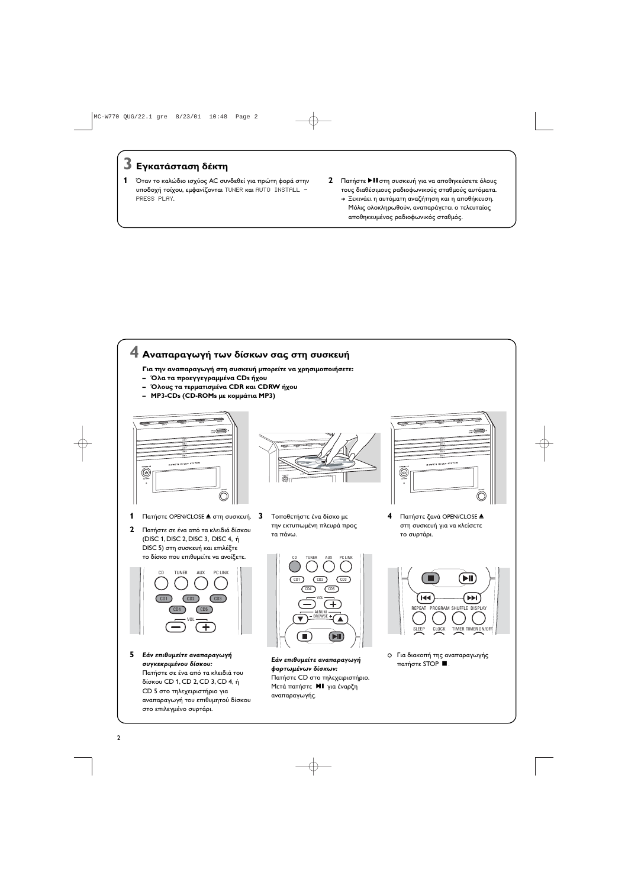## 3 Εγκατάσταση δέκτη

**1** Όταν το καλώδιο ισχύος AC συνδεθεί για πρώτη φορά στην υποδοχή τοίχου, εμφανίζονται TUNER και AUTO INSTALL – PRESS PLAY.

**2** Πατήστε ▶II στη συσκευή για να αποθηκεύσετε όλους τους διαθέσιμους ραδιοφωνικούς σταθμούς αυτόματα.
→ Ξεκινάει η αυτόματη αναζήτηση και η αποθήκευση. Μόλις ολοκληρωθούν, αναπαράγεται ο τελευταίος αποθηκευμένος ραδιοφωνικός σταθμός.

## 4 Αναπαραγωγή των δίσκων σας στη συσκευή

**Για την αναπαραγωγή στη συσκευή μπορείτε να χρησιμοποιήσετε:**
- **Όλα τα προεγγεγραμμένα CDs ήχου**
- **Όλους τα τερματισμένα CDR και CDRW ήχου**
- **MP3-CDs (CD-ROMs με κομμάτια MP3)**

**1** Πατήστε OPEN/CLOSE ▲ στη συσκευή.

**2** Πατήστε σε ένα από τα κλειδιά δίσκου (DISC 1, DISC 2, DISC 3, DISC 4, ή DISC 5) στη συσκευή και επιλέξτε το δίσκο που επιθυμείτε να ανοίξετε.

**3** Τοποθετήστε ένα δίσκο με την εκτυπωμένη πλευρά προς τα πάνω.

**4** Πατήστε ξανά OPEN/CLOSE ▲ στη συσκευή για να κλείσετε το συρτάρι.

**5** ***Εάν επιθυμείτε αναπαραγωγή συγκεκριμένου δίσκου:***
Πατήστε σε ένα από τα κλειδιά του δίσκου CD 1, CD 2, CD 3, CD 4, ή CD 5 στο τηλεχειριστήριο για αναπαραγωγή του επιθυμητού δίσκου στο επιλεγμένο συρτάρι.

***Εάν επιθυμείτε αναπαραγωγή φορτωμένων δίσκων:***
Πατήστε CD στο τηλεχειριστήριο. Μετά πατήστε ▶II για έναρξη αναπαραγωγής.

- Για διακοπή της αναπαραγωγής πατήστε STOP ■.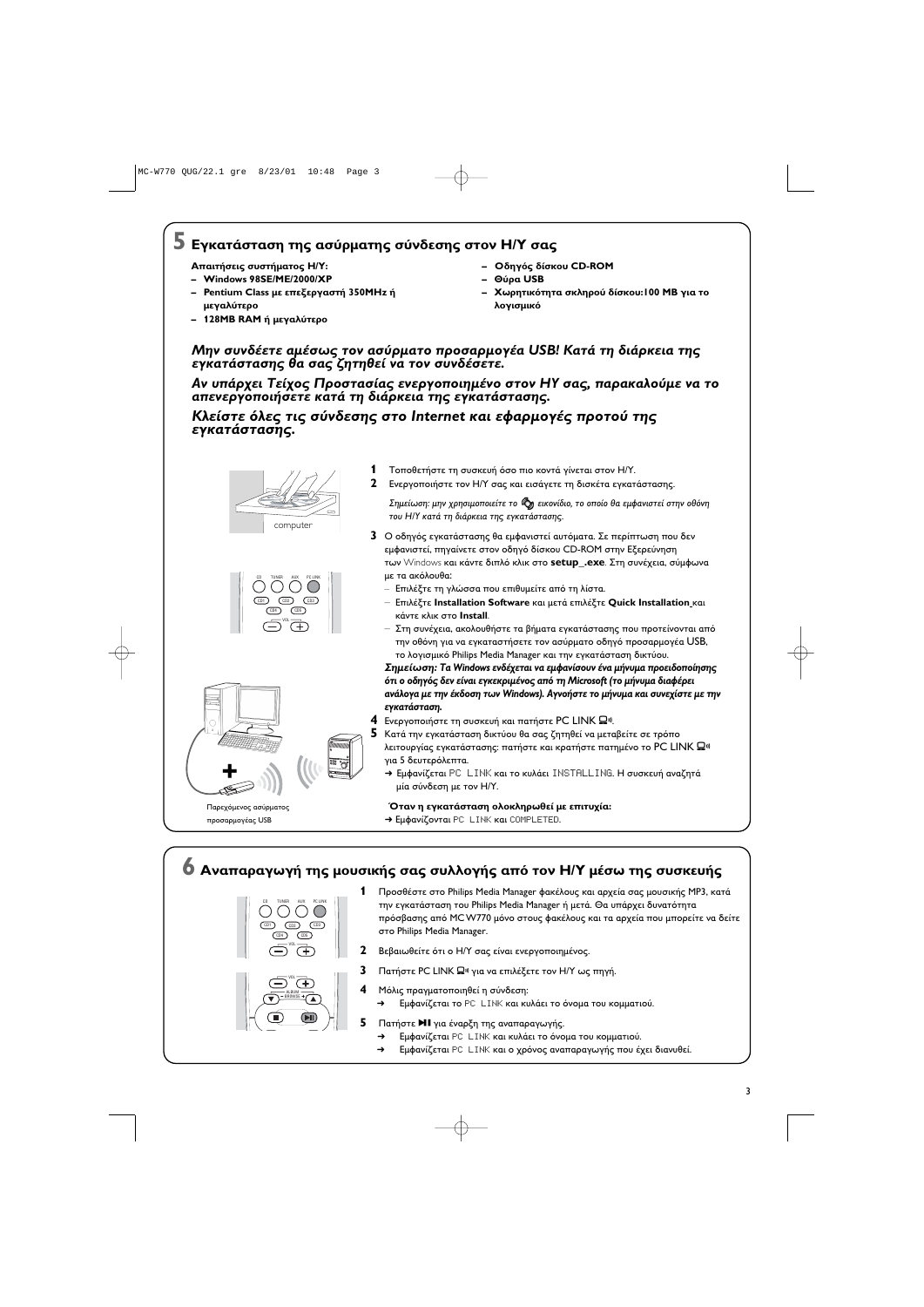## 5 Εγκατάσταση της ασύρματης σύνδεσης στον Η/Υ σας

**Απαιτήσεις συστήματος Η/Υ:**
- **Windows 98SE/ME/2000/XP**
- **Pentium Class με επεξεργαστή 350MHz ή μεγαλύτερο**
- **128MB RAM ή μεγαλύτερο**
- **Οδηγός δίσκου CD-ROM**
- **Θύρα USB**
- **Χωρητικότητα σκληρού δίσκου:100 MB για το λογισμικό**

***Μην συνδέετε αμέσως τον ασύρματο προσαρμογέα USB! Κατά τη διάρκεια της εγκατάστασης θα σας ζητηθεί να τον συνδέσετε.***

***Αν υπάρχει Τείχος Προστασίας ενεργοποιημένο στον ΗΥ σας, παρακαλούμε να το απενεργοποιήσετε κατά τη διάρκεια της εγκατάστασης.***

***Κλείστε όλες τις σύνδεσης στο Internet και εφαρμογές προτού της εγκατάστασης.***

computer

Παρεχόμενος ασύρματος προσαρμογέας USB

1. Τοποθετήστε τη συσκευή όσο πιο κοντά γίνεται στον Η/Υ.
2. Ενεργοποιήστε τον Η/Υ σας και εισάγετε τη δισκέτα εγκατάστασης.

   *Σημείωση: μην χρησιμοποιείτε το εικονίδιο, το οποίο θα εμφανιστεί στην οθόνη του Η/Υ κατά τη διάρκεια της εγκατάστασης.*

3. Ο οδηγός εγκατάστασης θα εμφανιστεί αυτόματα. Σε περίπτωση που δεν εμφανιστεί, πηγαίνετε στον οδηγό δίσκου CD-ROM στην Εξερεύνηση των Windows και κάντε διπλό κλικ στο **setup_.exe**. Στη συνέχεια, σύμφωνα με τα ακόλουθα:
   - Επιλέξτε τη γλώσσα που επιθυμείτε από τη λίστα.
   - Επιλέξτε **Installation Software** και μετά επιλέξτε **Quick Installation** και κάντε κλικ στο **Install**.
   - Στη συνέχεια, ακολουθήστε τα βήματα εγκατάστασης που προτείνονται από την οθόνη για να εγκαταστήσετε τον ασύρματο οδηγό προσαρμογέα USB, το λογισμικό Philips Media Manager και την εγκατάσταση δικτύου.

   ***Σημείωση: Τα Windows ενδέχεται να εμφανίσουν ένα μήνυμα προειδοποίησης ότι ο οδηγός δεν είναι εγκεκριμένος από τη Microsoft (το μήνυμα διαφέρει ανάλογα με την έκδοση των Windows). Αγνοήστε το μήνυμα και συνεχίστε με την εγκατάσταση.***

4. Ενεργοποιήστε τη συσκευή και πατήστε PC LINK.
5. Κατά την εγκατάσταση δικτύου θα σας ζητηθεί να μεταβείτε σε τρόπο λειτουργίας εγκατάστασης: πατήστε και κρατήστε πατημένο το PC LINK για 5 δευτερόλεπτα.
   - ➜ Εμφανίζεται PC LINK και το κυλάει INSTALLING. Η συσκευή αναζητά μία σύνδεση με τον Η/Υ.

**Όταν η εγκατάσταση ολοκληρωθεί με επιτυχία:**
➜ Εμφανίζονται PC LINK και COMPLETED.

## 6 Αναπαραγωγή της μουσικής σας συλλογής από τον Η/Υ μέσω της συσκευής

1. Προσθέστε στο Philips Media Manager φακέλους και αρχεία σας μουσικής MP3, κατά την εγκατάσταση του Philips Media Manager ή μετά. Θα υπάρχει δυνατότητα πρόσβασης από MCW770 μόνο στους φακέλους και τα αρχεία που μπορείτε να δείτε στο Philips Media Manager.
2. Βεβαιωθείτε ότι ο Η/Υ σας είναι ενεργοποιημένος.
3. Πατήστε PC LINK για να επιλέξετε τον Η/Υ ως πηγή.
4. Μόλις πραγματοποιηθεί η σύνδεση:
   - ➜ Εμφανίζεται το PC LINK και κυλάει το όνομα του κομματιού.
5. Πατήστε ▶II για έναρξη της αναπαραγωγής.
   - ➜ Εμφανίζεται PC LINK και κυλάει το όνομα του κομματιού.
   - ➜ Εμφανίζεται PC LINK και ο χρόνος αναπαραγωγής που έχει διανυθεί.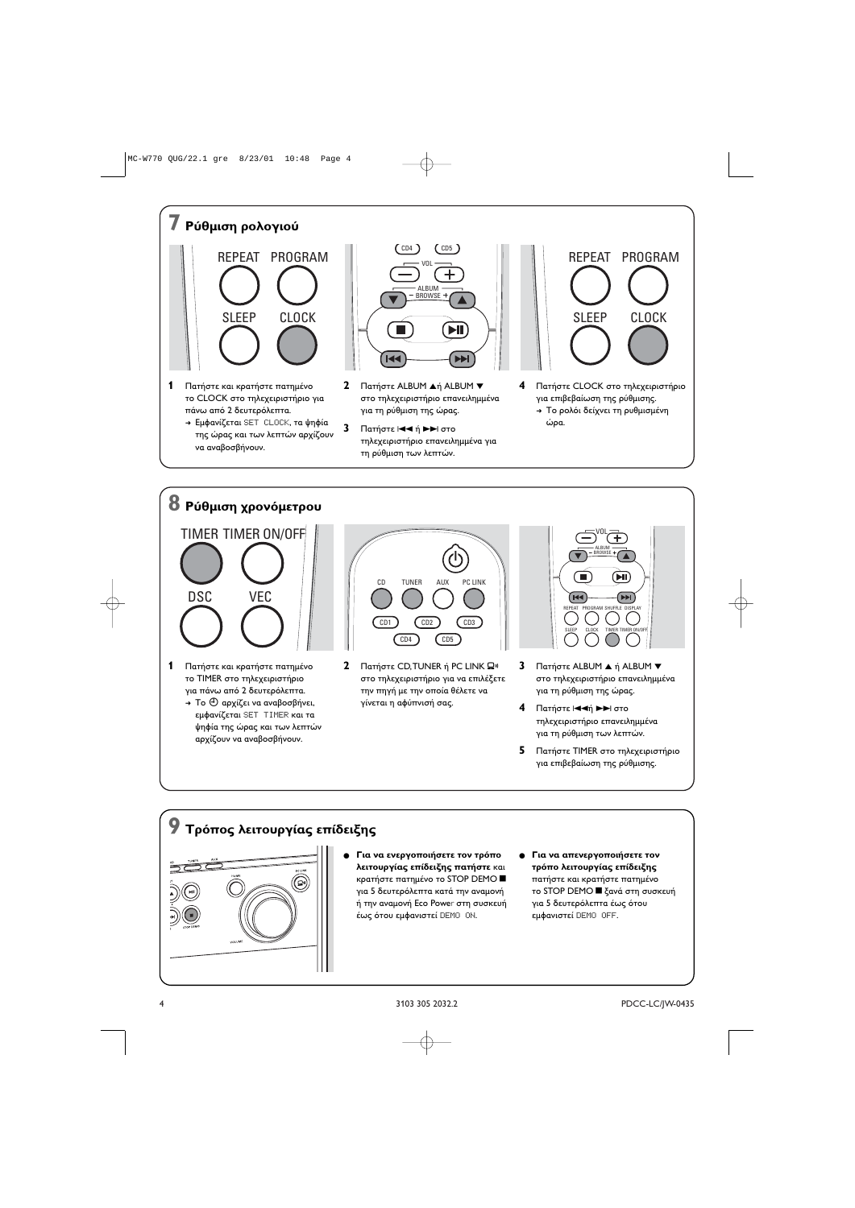## 7 Ρύθμιση ρολογιού

**1** Πατήστε και κρατήστε πατημένο το CLOCK στο τηλεχειριστήριο για πάνω από 2 δευτερόλεπτα.
→ Εμφανίζεται SET CLOCK, τα ψηφία της ώρας και των λεπτών αρχίζουν να αναβοσβήνουν.

**2** Πατήστε ALBUM ▲ή ALBUM ▼ στο τηλεχειριστήριο επανειλημμένα για τη ρύθμιση της ώρας.

**3** Πατήστε ⏮ ή ⏭ στο τηλεχειριστήριο επανειλημμένα για τη ρύθμιση των λεπτών.

**4** Πατήστε CLOCK στο τηλεχειριστήριο για επιβεβαίωση της ρύθμισης.
→ Το ρολόι δείχνει τη ρυθμισμένη ώρα.

## 8 Ρύθμιση χρονόμετρου

**1** Πατήστε και κρατήστε πατημένο το TIMER στο τηλεχειριστήριο για πάνω από 2 δευτερόλεπτα.
→ Το ⏲ αρχίζει να αναβοσβήνει, εμφανίζεται SET TIMER και τα ψηφία της ώρας και των λεπτών αρχίζουν να αναβοσβήνουν.

**2** Πατήστε CD, TUNER ή PC LINK στο τηλεχειριστήριο για να επιλέξετε την πηγή με την οποία θέλετε να γίνεται η αφύπνισή σας.

**3** Πατήστε ALBUM ▲ ή ALBUM ▼ στο τηλεχειριστήριο επανειλημμένα για τη ρύθμιση της ώρας.

**4** Πατήστε ⏮ή ⏭ στο τηλεχειριστήριο επανειλημμένα για τη ρύθμιση των λεπτών.

**5** Πατήστε TIMER στο τηλεχειριστήριο για επιβεβαίωση της ρύθμισης.

## 9 Τρόπος λειτουργίας επίδειξης

- **Για να ενεργοποιήσετε τον τρόπο λειτουργίας επίδειξης πατήστε** και κρατήστε πατημένο το STOP DEMO ■ για 5 δευτερόλεπτα κατά την αναμονή ή την αναμονή Eco Power στη συσκευή έως ότου εμφανιστεί DEMO ON.
- **Για να απενεργοποιήσετε τον τρόπο λειτουργίας επίδειξης** πατήστε και κρατήστε πατημένο το STOP DEMO ■ ξανά στη συσκευή για 5 δευτερόλεπτα έως ότου εμφανιστεί DEMO OFF.

3103 305 2032.2 PDCC-LC/JW-0435